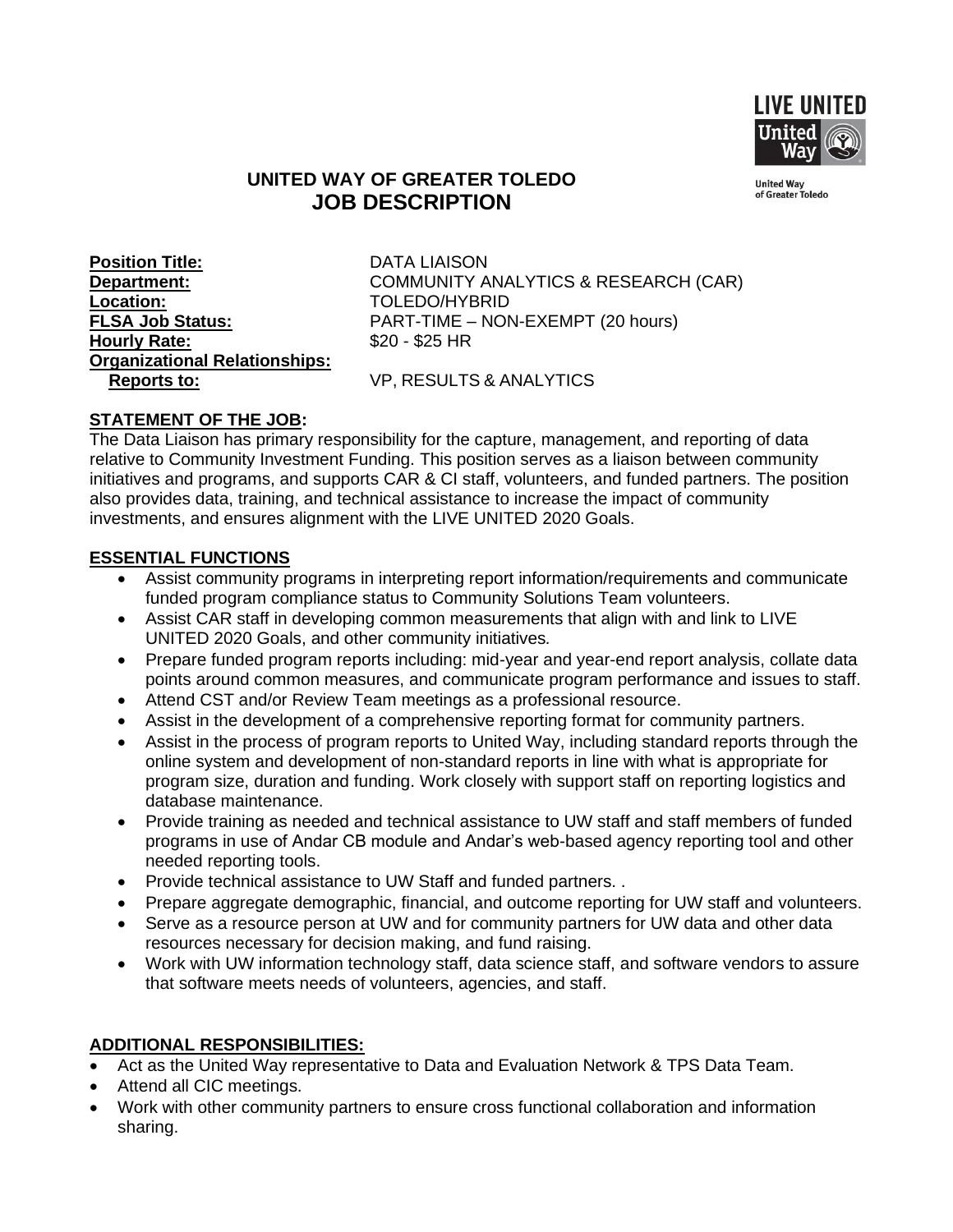# UNITED WAY OF GREATER TOLEDO
## JOB DESCRIPTION

**Position Title:** DATA LIAISON
**Department:** COMMUNITY ANALYTICS & RESEARCH (CAR)
**Location:** TOLEDO/HYBRID
**FLSA Job Status:** PART-TIME – NON-EXEMPT (20 hours)
**Hourly Rate:** $20 - $25 HR
**Organizational Relationships:**
**Reports to:** VP, RESULTS & ANALYTICS

### STATEMENT OF THE JOB:

The Data Liaison has primary responsibility for the capture, management, and reporting of data relative to Community Investment Funding. This position serves as a liaison between community initiatives and programs, and supports CAR & CI staff, volunteers, and funded partners. The position also provides data, training, and technical assistance to increase the impact of community investments, and ensures alignment with the LIVE UNITED 2020 Goals.

### ESSENTIAL FUNCTIONS

- Assist community programs in interpreting report information/requirements and communicate funded program compliance status to Community Solutions Team volunteers.
- Assist CAR staff in developing common measurements that align with and link to LIVE UNITED 2020 Goals, and other community initiatives*.*
- Prepare funded program reports including: mid-year and year-end report analysis, collate data points around common measures, and communicate program performance and issues to staff.
- Attend CST and/or Review Team meetings as a professional resource.
- Assist in the development of a comprehensive reporting format for community partners.
- Assist in the process of program reports to United Way, including standard reports through the online system and development of non-standard reports in line with what is appropriate for program size, duration and funding. Work closely with support staff on reporting logistics and database maintenance.
- Provide training as needed and technical assistance to UW staff and staff members of funded programs in use of Andar CB module and Andar's web-based agency reporting tool and other needed reporting tools.
- Provide technical assistance to UW Staff and funded partners. .
- Prepare aggregate demographic, financial, and outcome reporting for UW staff and volunteers.
- Serve as a resource person at UW and for community partners for UW data and other data resources necessary for decision making, and fund raising.
- Work with UW information technology staff, data science staff, and software vendors to assure that software meets needs of volunteers, agencies, and staff.

### ADDITIONAL RESPONSIBILITIES:

- Act as the United Way representative to Data and Evaluation Network & TPS Data Team.
- Attend all CIC meetings.
- Work with other community partners to ensure cross functional collaboration and information sharing.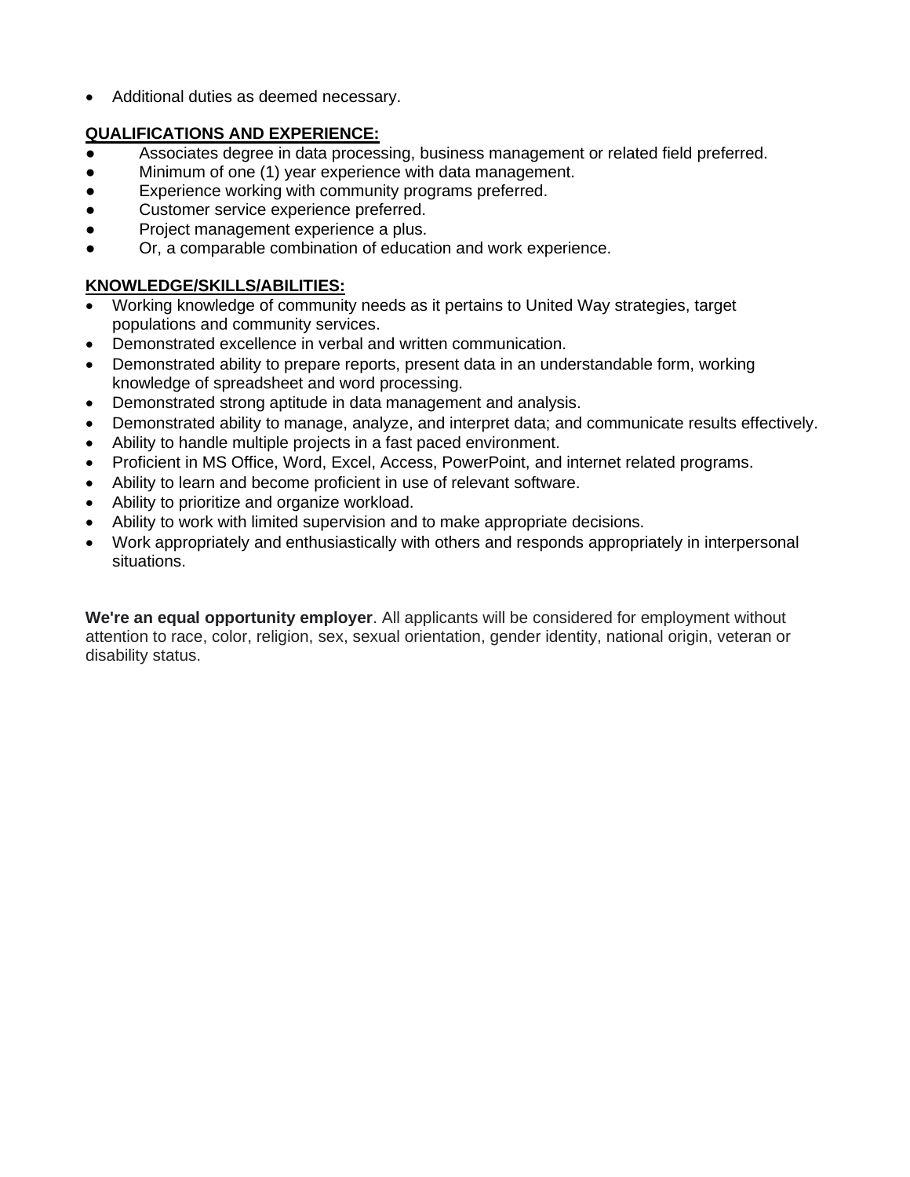- Additional duties as deemed necessary.

**QUALIFICATIONS AND EXPERIENCE:**

- Associates degree in data processing, business management or related field preferred.
- Minimum of one (1) year experience with data management.
- Experience working with community programs preferred.
- Customer service experience preferred.
- Project management experience a plus.
- Or, a comparable combination of education and work experience.

**KNOWLEDGE/SKILLS/ABILITIES:**

- Working knowledge of community needs as it pertains to United Way strategies, target populations and community services.
- Demonstrated excellence in verbal and written communication.
- Demonstrated ability to prepare reports, present data in an understandable form, working knowledge of spreadsheet and word processing.
- Demonstrated strong aptitude in data management and analysis.
- Demonstrated ability to manage, analyze, and interpret data; and communicate results effectively.
- Ability to handle multiple projects in a fast paced environment.
- Proficient in MS Office, Word, Excel, Access, PowerPoint, and internet related programs.
- Ability to learn and become proficient in use of relevant software.
- Ability to prioritize and organize workload.
- Ability to work with limited supervision and to make appropriate decisions.
- Work appropriately and enthusiastically with others and responds appropriately in interpersonal situations.

**We're an equal opportunity employer**. All applicants will be considered for employment without attention to race, color, religion, sex, sexual orientation, gender identity, national origin, veteran or disability status.